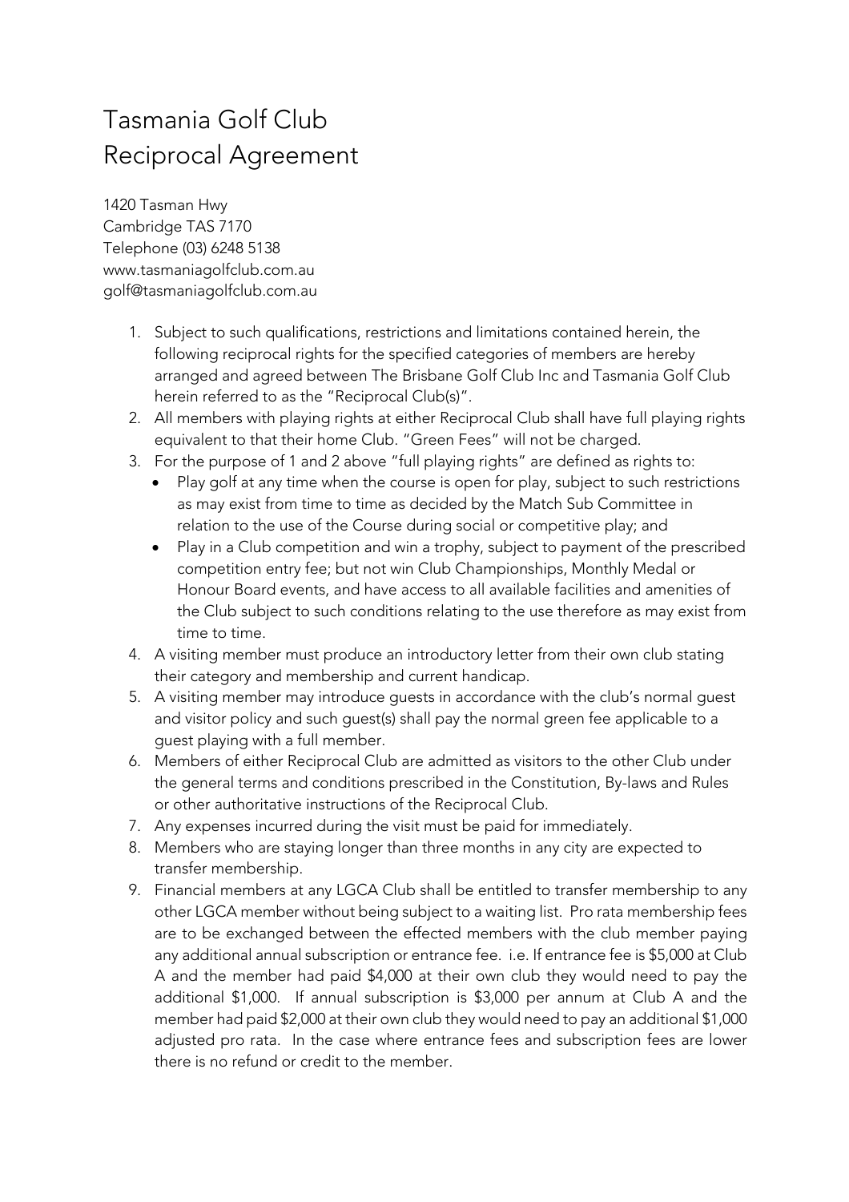# Tasmania Golf Club
# Reciprocal Agreement

1420 Tasman Hwy
Cambridge TAS 7170
Telephone (03) 6248 5138
www.tasmaniagolfclub.com.au
golf@tasmaniagolfclub.com.au

1. Subject to such qualifications, restrictions and limitations contained herein, the following reciprocal rights for the specified categories of members are hereby arranged and agreed between The Brisbane Golf Club Inc and Tasmania Golf Club herein referred to as the "Reciprocal Club(s)".
2. All members with playing rights at either Reciprocal Club shall have full playing rights equivalent to that their home Club. "Green Fees" will not be charged.
3. For the purpose of 1 and 2 above "full playing rights" are defined as rights to:
   - Play golf at any time when the course is open for play, subject to such restrictions as may exist from time to time as decided by the Match Sub Committee in relation to the use of the Course during social or competitive play; and
   - Play in a Club competition and win a trophy, subject to payment of the prescribed competition entry fee; but not win Club Championships, Monthly Medal or Honour Board events, and have access to all available facilities and amenities of the Club subject to such conditions relating to the use therefore as may exist from time to time.
4. A visiting member must produce an introductory letter from their own club stating their category and membership and current handicap.
5. A visiting member may introduce guests in accordance with the club's normal guest and visitor policy and such guest(s) shall pay the normal green fee applicable to a guest playing with a full member.
6. Members of either Reciprocal Club are admitted as visitors to the other Club under the general terms and conditions prescribed in the Constitution, By-laws and Rules or other authoritative instructions of the Reciprocal Club.
7. Any expenses incurred during the visit must be paid for immediately.
8. Members who are staying longer than three months in any city are expected to transfer membership.
9. Financial members at any LGCA Club shall be entitled to transfer membership to any other LGCA member without being subject to a waiting list. Pro rata membership fees are to be exchanged between the effected members with the club member paying any additional annual subscription or entrance fee. i.e. If entrance fee is $5,000 at Club A and the member had paid $4,000 at their own club they would need to pay the additional $1,000. If annual subscription is $3,000 per annum at Club A and the member had paid $2,000 at their own club they would need to pay an additional $1,000 adjusted pro rata. In the case where entrance fees and subscription fees are lower there is no refund or credit to the member.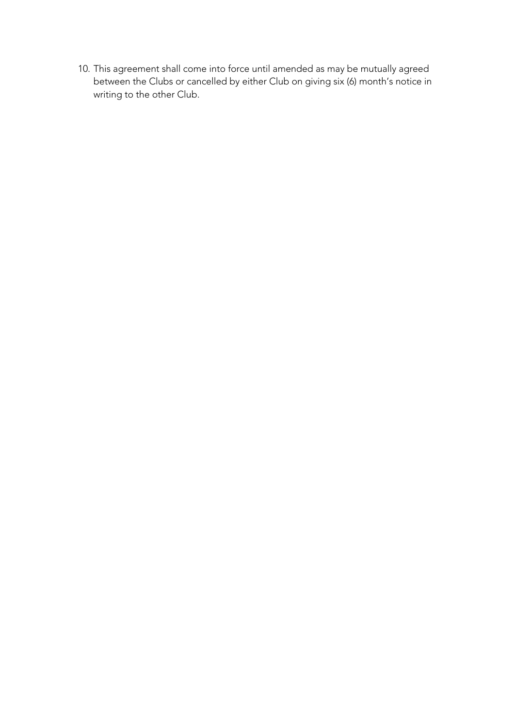10. This agreement shall come into force until amended as may be mutually agreed between the Clubs or cancelled by either Club on giving six (6) month's notice in writing to the other Club.